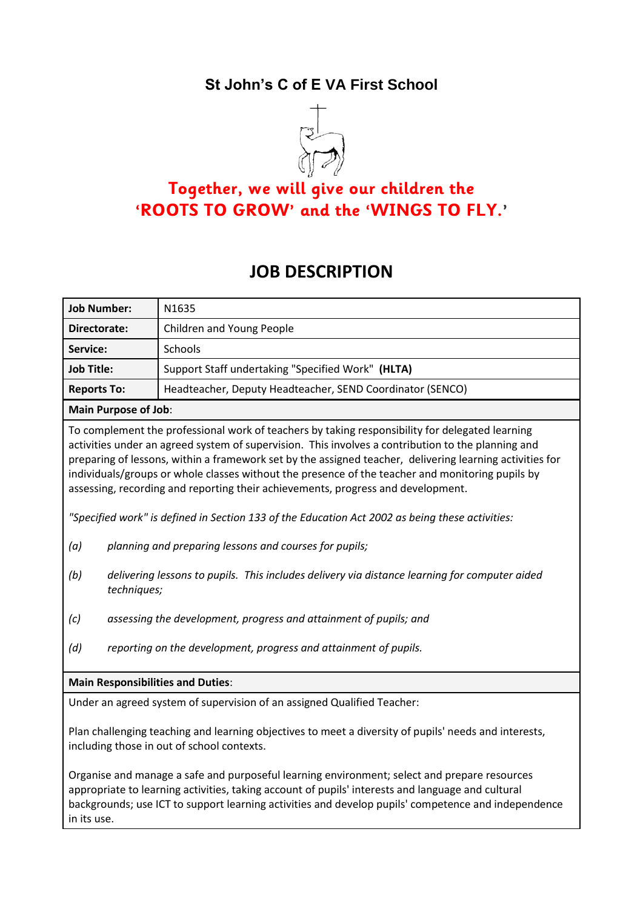# St John's C of E VA First School

**Together, we will give our children the 'ROOTS TO GROW' and the 'WINGS TO FLY.'**

## JOB DESCRIPTION

| | |
|---|---|
| **Job Number:** | N1635 |
| **Directorate:** | Children and Young People |
| **Service:** | Schools |
| **Job Title:** | Support Staff undertaking "Specified Work" **(HLTA)** |
| **Reports To:** | Headteacher, Deputy Headteacher, SEND Coordinator (SENCO) |

**Main Purpose of Job**:

To complement the professional work of teachers by taking responsibility for delegated learning activities under an agreed system of supervision. This involves a contribution to the planning and preparing of lessons, within a framework set by the assigned teacher, delivering learning activities for individuals/groups or whole classes without the presence of the teacher and monitoring pupils by assessing, recording and reporting their achievements, progress and development.

*"Specified work" is defined in Section 133 of the Education Act 2002 as being these activities:*

*(a) planning and preparing lessons and courses for pupils;*

*(b) delivering lessons to pupils. This includes delivery via distance learning for computer aided techniques;*

*(c) assessing the development, progress and attainment of pupils; and*

*(d) reporting on the development, progress and attainment of pupils.*

**Main Responsibilities and Duties**:

Under an agreed system of supervision of an assigned Qualified Teacher:

Plan challenging teaching and learning objectives to meet a diversity of pupils' needs and interests, including those in out of school contexts.

Organise and manage a safe and purposeful learning environment; select and prepare resources appropriate to learning activities, taking account of pupils' interests and language and cultural backgrounds; use ICT to support learning activities and develop pupils' competence and independence in its use.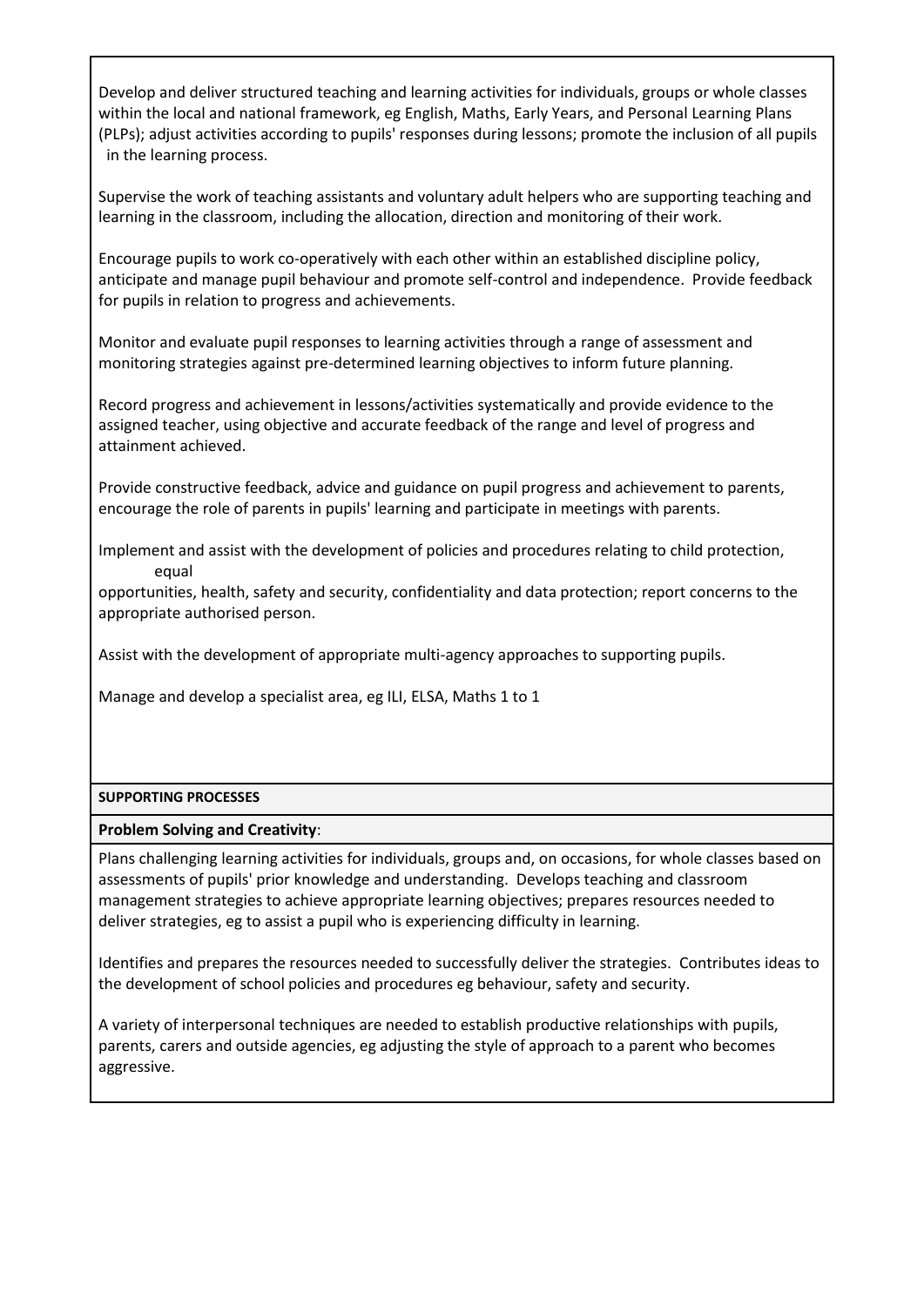Develop and deliver structured teaching and learning activities for individuals, groups or whole classes within the local and national framework, eg English, Maths, Early Years, and Personal Learning Plans (PLPs); adjust activities according to pupils' responses during lessons; promote the inclusion of all pupils in the learning process.

Supervise the work of teaching assistants and voluntary adult helpers who are supporting teaching and learning in the classroom, including the allocation, direction and monitoring of their work.

Encourage pupils to work co-operatively with each other within an established discipline policy, anticipate and manage pupil behaviour and promote self-control and independence. Provide feedback for pupils in relation to progress and achievements.

Monitor and evaluate pupil responses to learning activities through a range of assessment and monitoring strategies against pre-determined learning objectives to inform future planning.

Record progress and achievement in lessons/activities systematically and provide evidence to the assigned teacher, using objective and accurate feedback of the range and level of progress and attainment achieved.

Provide constructive feedback, advice and guidance on pupil progress and achievement to parents, encourage the role of parents in pupils' learning and participate in meetings with parents.

Implement and assist with the development of policies and procedures relating to child protection, equal opportunities, health, safety and security, confidentiality and data protection; report concerns to the appropriate authorised person.

Assist with the development of appropriate multi-agency approaches to supporting pupils.

Manage and develop a specialist area, eg ILI, ELSA, Maths 1 to 1

**SUPPORTING PROCESSES**

**Problem Solving and Creativity**:

Plans challenging learning activities for individuals, groups and, on occasions, for whole classes based on assessments of pupils' prior knowledge and understanding. Develops teaching and classroom management strategies to achieve appropriate learning objectives; prepares resources needed to deliver strategies, eg to assist a pupil who is experiencing difficulty in learning.

Identifies and prepares the resources needed to successfully deliver the strategies. Contributes ideas to the development of school policies and procedures eg behaviour, safety and security.

A variety of interpersonal techniques are needed to establish productive relationships with pupils, parents, carers and outside agencies, eg adjusting the style of approach to a parent who becomes aggressive.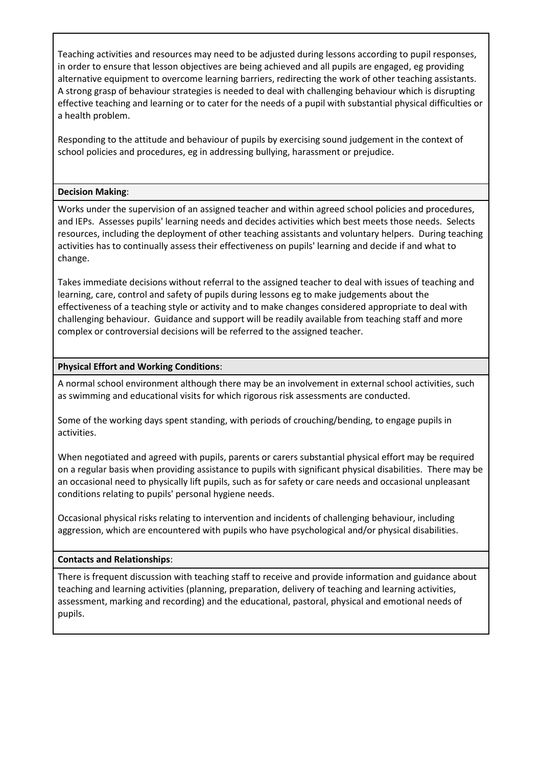Teaching activities and resources may need to be adjusted during lessons according to pupil responses, in order to ensure that lesson objectives are being achieved and all pupils are engaged, eg providing alternative equipment to overcome learning barriers, redirecting the work of other teaching assistants. A strong grasp of behaviour strategies is needed to deal with challenging behaviour which is disrupting effective teaching and learning or to cater for the needs of a pupil with substantial physical difficulties or a health problem.

Responding to the attitude and behaviour of pupils by exercising sound judgement in the context of school policies and procedures, eg in addressing bullying, harassment or prejudice.

**Decision Making**:

Works under the supervision of an assigned teacher and within agreed school policies and procedures, and IEPs. Assesses pupils' learning needs and decides activities which best meets those needs. Selects resources, including the deployment of other teaching assistants and voluntary helpers. During teaching activities has to continually assess their effectiveness on pupils' learning and decide if and what to change.

Takes immediate decisions without referral to the assigned teacher to deal with issues of teaching and learning, care, control and safety of pupils during lessons eg to make judgements about the effectiveness of a teaching style or activity and to make changes considered appropriate to deal with challenging behaviour. Guidance and support will be readily available from teaching staff and more complex or controversial decisions will be referred to the assigned teacher.

**Physical Effort and Working Conditions**:

A normal school environment although there may be an involvement in external school activities, such as swimming and educational visits for which rigorous risk assessments are conducted.

Some of the working days spent standing, with periods of crouching/bending, to engage pupils in activities.

When negotiated and agreed with pupils, parents or carers substantial physical effort may be required on a regular basis when providing assistance to pupils with significant physical disabilities. There may be an occasional need to physically lift pupils, such as for safety or care needs and occasional unpleasant conditions relating to pupils' personal hygiene needs.

Occasional physical risks relating to intervention and incidents of challenging behaviour, including aggression, which are encountered with pupils who have psychological and/or physical disabilities.

**Contacts and Relationships**:

There is frequent discussion with teaching staff to receive and provide information and guidance about teaching and learning activities (planning, preparation, delivery of teaching and learning activities, assessment, marking and recording) and the educational, pastoral, physical and emotional needs of pupils.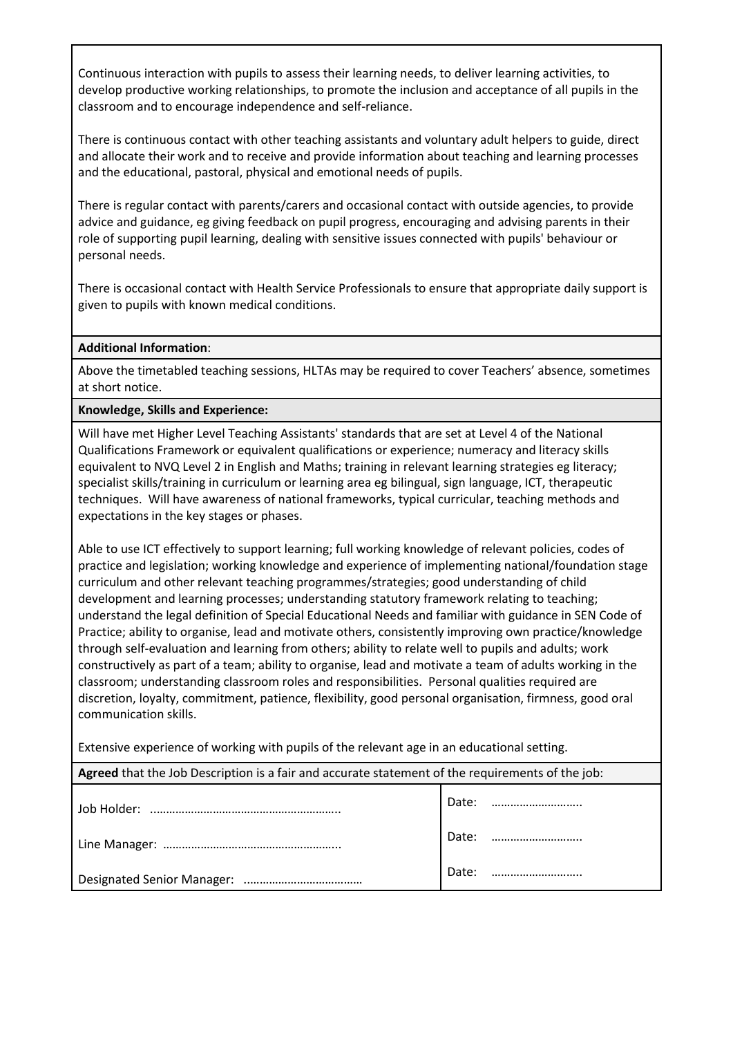Continuous interaction with pupils to assess their learning needs, to deliver learning activities, to develop productive working relationships, to promote the inclusion and acceptance of all pupils in the classroom and to encourage independence and self-reliance.

There is continuous contact with other teaching assistants and voluntary adult helpers to guide, direct and allocate their work and to receive and provide information about teaching and learning processes and the educational, pastoral, physical and emotional needs of pupils.

There is regular contact with parents/carers and occasional contact with outside agencies, to provide advice and guidance, eg giving feedback on pupil progress, encouraging and advising parents in their role of supporting pupil learning, dealing with sensitive issues connected with pupils' behaviour or personal needs.

There is occasional contact with Health Service Professionals to ensure that appropriate daily support is given to pupils with known medical conditions.

**Additional Information**:

Above the timetabled teaching sessions, HLTAs may be required to cover Teachers' absence, sometimes at short notice.

**Knowledge, Skills and Experience:**

Will have met Higher Level Teaching Assistants' standards that are set at Level 4 of the National Qualifications Framework or equivalent qualifications or experience; numeracy and literacy skills equivalent to NVQ Level 2 in English and Maths; training in relevant learning strategies eg literacy; specialist skills/training in curriculum or learning area eg bilingual, sign language, ICT, therapeutic techniques. Will have awareness of national frameworks, typical curricular, teaching methods and expectations in the key stages or phases.

Able to use ICT effectively to support learning; full working knowledge of relevant policies, codes of practice and legislation; working knowledge and experience of implementing national/foundation stage curriculum and other relevant teaching programmes/strategies; good understanding of child development and learning processes; understanding statutory framework relating to teaching; understand the legal definition of Special Educational Needs and familiar with guidance in SEN Code of Practice; ability to organise, lead and motivate others, consistently improving own practice/knowledge through self-evaluation and learning from others; ability to relate well to pupils and adults; work constructively as part of a team; ability to organise, lead and motivate a team of adults working in the classroom; understanding classroom roles and responsibilities. Personal qualities required are discretion, loyalty, commitment, patience, flexibility, good personal organisation, firmness, good oral communication skills.

Extensive experience of working with pupils of the relevant age in an educational setting.

**Agreed** that the Job Description is a fair and accurate statement of the requirements of the job:

| | |
|---|---|
| Job Holder: ………………………………………………….. | Date: ……………………….. |
| Line Manager: ……………………………………………….. | Date: ……………………….. |
| Designated Senior Manager: ……………………………… | Date: ……………………….. |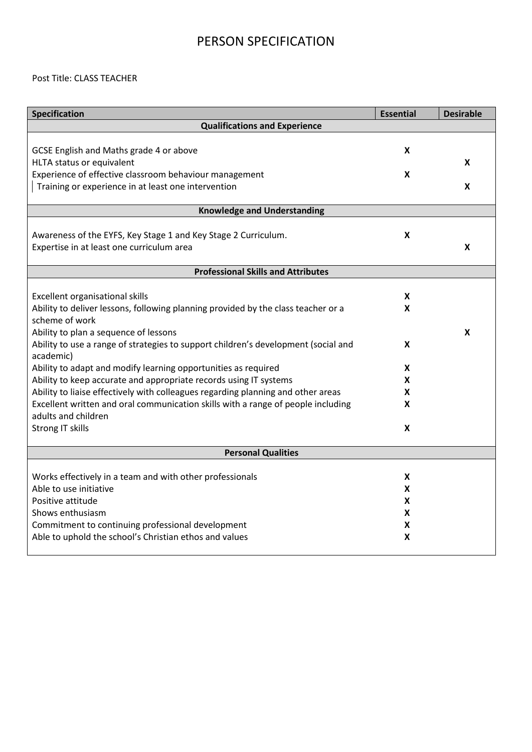# PERSON SPECIFICATION

Post Title: CLASS TEACHER

| Specification | Essential | Desirable |
|---|---|---|
| **Qualifications and Experience** | | |
| GCSE English and Maths grade 4 or above | X | |
| HLTA status or equivalent | | X |
| Experience of effective classroom behaviour management | X | |
| Training or experience in at least one intervention | | X |
| **Knowledge and Understanding** | | |
| Awareness of the EYFS, Key Stage 1 and Key Stage 2 Curriculum. | X | |
| Expertise in at least one curriculum area | | X |
| **Professional Skills and Attributes** | | |
| Excellent organisational skills | X | |
| Ability to deliver lessons, following planning provided by the class teacher or a scheme of work | X | |
| Ability to plan a sequence of lessons | | X |
| Ability to use a range of strategies to support children's development (social and academic) | X | |
| Ability to adapt and modify learning opportunities as required | X | |
| Ability to keep accurate and appropriate records using IT systems | X | |
| Ability to liaise effectively with colleagues regarding planning and other areas | X | |
| Excellent written and oral communication skills with a range of people including adults and children | X | |
| Strong IT skills | X | |
| **Personal Qualities** | | |
| Works effectively in a team and with other professionals | X | |
| Able to use initiative | X | |
| Positive attitude | X | |
| Shows enthusiasm | X | |
| Commitment to continuing professional development | X | |
| Able to uphold the school's Christian ethos and values | X | |